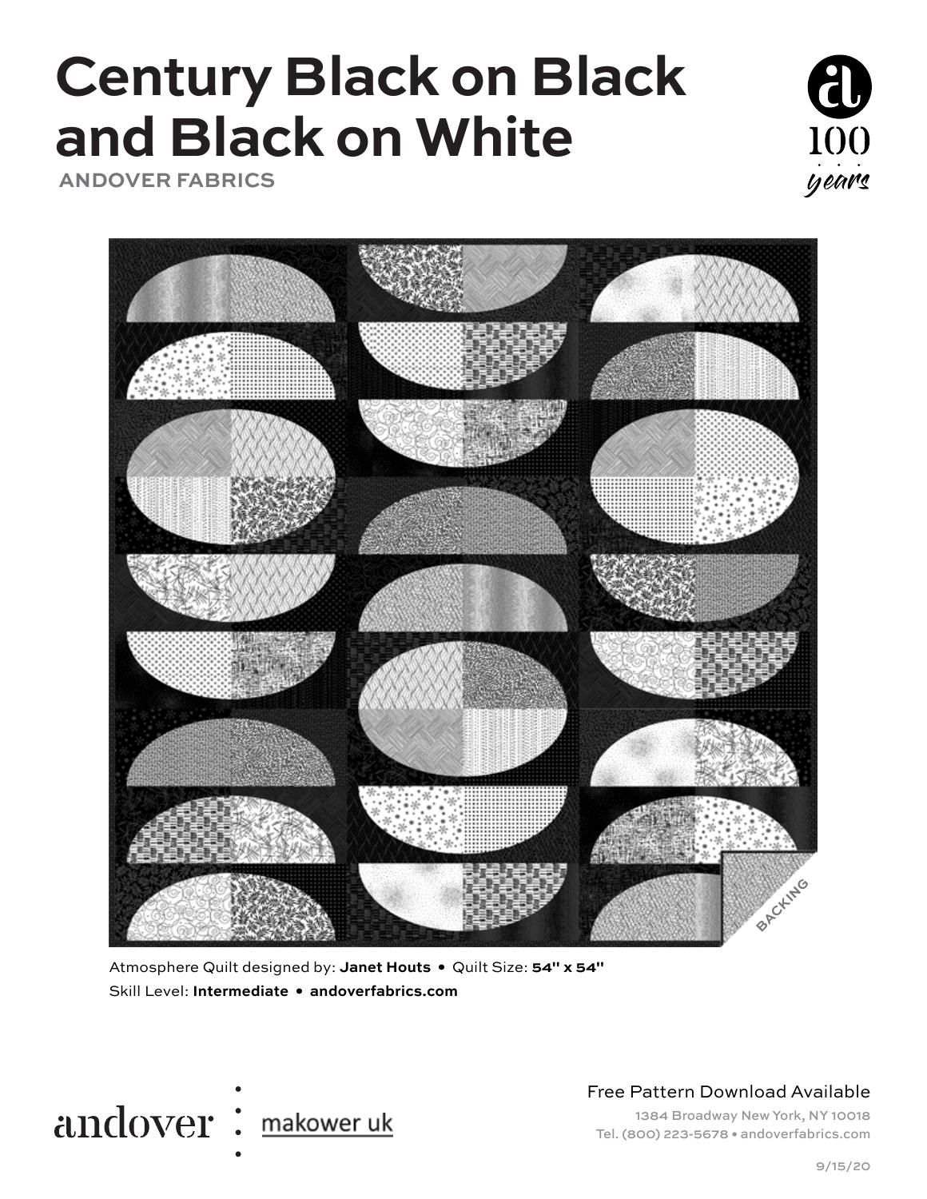# Century Black on Black and Black on White

**ANDOVER FABRICS**

Atmosphere Quilt designed by: **Janet Houts** • Quilt Size: **54" x 54"**
Skill Level: **Intermediate** • **andoverfabrics.com**

andover makower uk

Free Pattern Download Available

1384 Broadway New York, NY 10018
Tel. (800) 223-5678 • andoverfabrics.com

9/15/20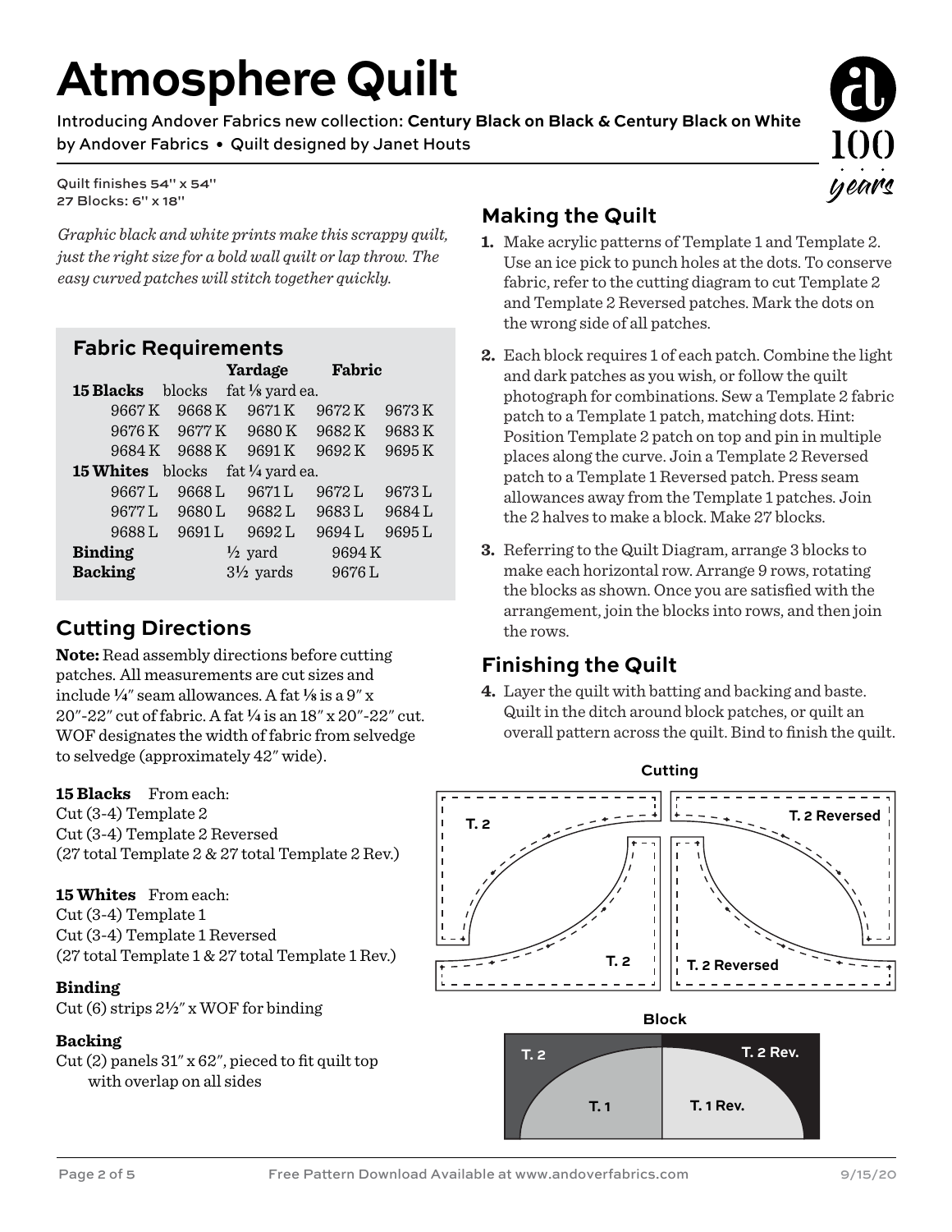# Atmosphere Quilt

Introducing Andover Fabrics new collection: **Century Black on Black & Century Black on White**
by Andover Fabrics • Quilt designed by Janet Houts

Quilt finishes 54" x 54"
27 Blocks: 6" x 18"

*Graphic black and white prints make this scrappy quilt, just the right size for a bold wall quilt or lap throw. The easy curved patches will stitch together quickly.*

## Fabric Requirements

| | | Yardage | Fabric | |
|---|---|---|---|---|
| **15 Blacks** | blocks | fat ⅛ yard ea. | | |
| 9667 K | 9668 K | 9671 K | 9672 K | 9673 K |
| 9676 K | 9677 K | 9680 K | 9682 K | 9683 K |
| 9684 K | 9688 K | 9691 K | 9692 K | 9695 K |
| **15 Whites** | blocks | fat ¼ yard ea. | | |
| 9667 L | 9668 L | 9671 L | 9672 L | 9673 L |
| 9677 L | 9680 L | 9682 L | 9683 L | 9684 L |
| 9688 L | 9691 L | 9692 L | 9694 L | 9695 L |
| **Binding** | | ½ yard | 9694 K | |
| **Backing** | | 3½ yards | 9676 L | |

## Cutting Directions

**Note:** Read assembly directions before cutting patches. All measurements are cut sizes and include ¼" seam allowances. A fat ⅛ is a 9" x 20"-22" cut of fabric. A fat ¼ is an 18" x 20"-22" cut. WOF designates the width of fabric from selvedge to selvedge (approximately 42" wide).

**15 Blacks** From each:
Cut (3-4) Template 2
Cut (3-4) Template 2 Reversed
(27 total Template 2 & 27 total Template 2 Rev.)

**15 Whites** From each:
Cut (3-4) Template 1
Cut (3-4) Template 1 Reversed
(27 total Template 1 & 27 total Template 1 Rev.)

**Binding**
Cut (6) strips 2½" x WOF for binding

**Backing**
Cut (2) panels 31" x 62", pieced to fit quilt top with overlap on all sides

## Making the Quilt

1. Make acrylic patterns of Template 1 and Template 2. Use an ice pick to punch holes at the dots. To conserve fabric, refer to the cutting diagram to cut Template 2 and Template 2 Reversed patches. Mark the dots on the wrong side of all patches.

2. Each block requires 1 of each patch. Combine the light and dark patches as you wish, or follow the quilt photograph for combinations. Sew a Template 2 fabric patch to a Template 1 patch, matching dots. Hint: Position Template 2 patch on top and pin in multiple places along the curve. Join a Template 2 Reversed patch to a Template 1 Reversed patch. Press seam allowances away from the Template 1 patches. Join the 2 halves to make a block. Make 27 blocks.

3. Referring to the Quilt Diagram, arrange 3 blocks to make each horizontal row. Arrange 9 rows, rotating the blocks as shown. Once you are satisfied with the arrangement, join the blocks into rows, and then join the rows.

## Finishing the Quilt

4. Layer the quilt with batting and backing and baste. Quilt in the ditch around block patches, or quilt an overall pattern across the quilt. Bind to finish the quilt.

**Cutting**

T. 2 | T. 2 Reversed | T. 2 | T. 2 Reversed

**Block**

T. 2 | T. 2 Rev. | T. 1 | T. 1 Rev.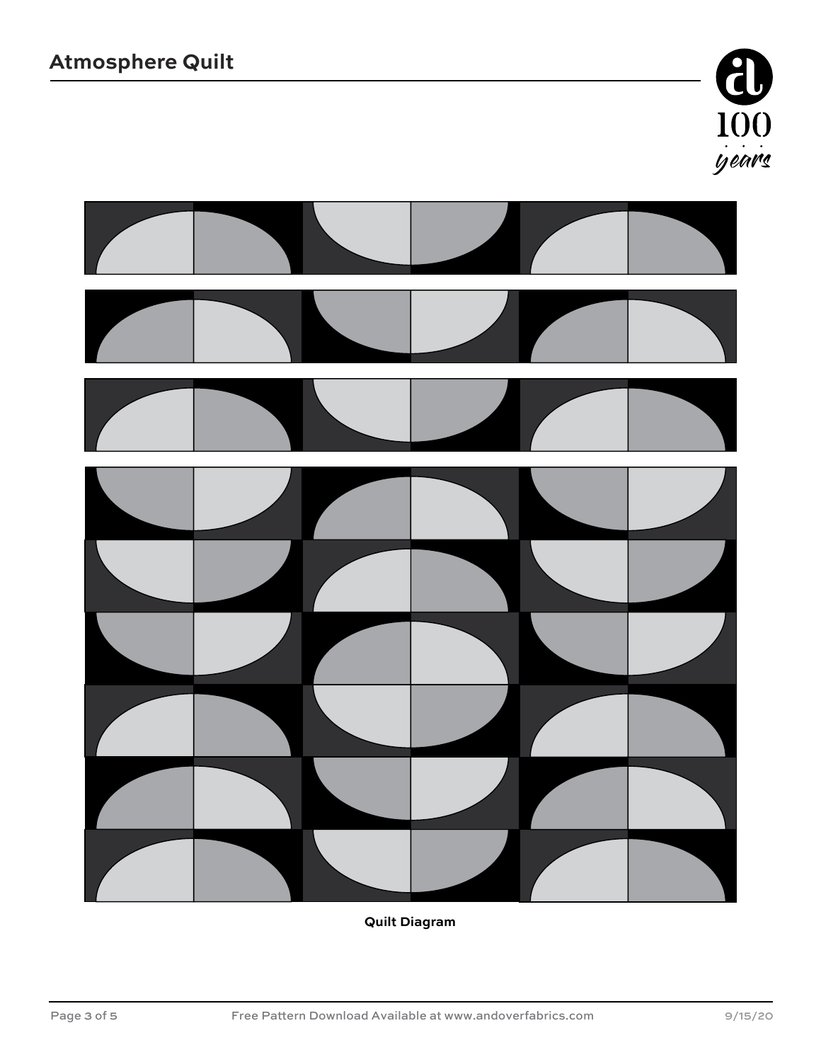Quilt Diagram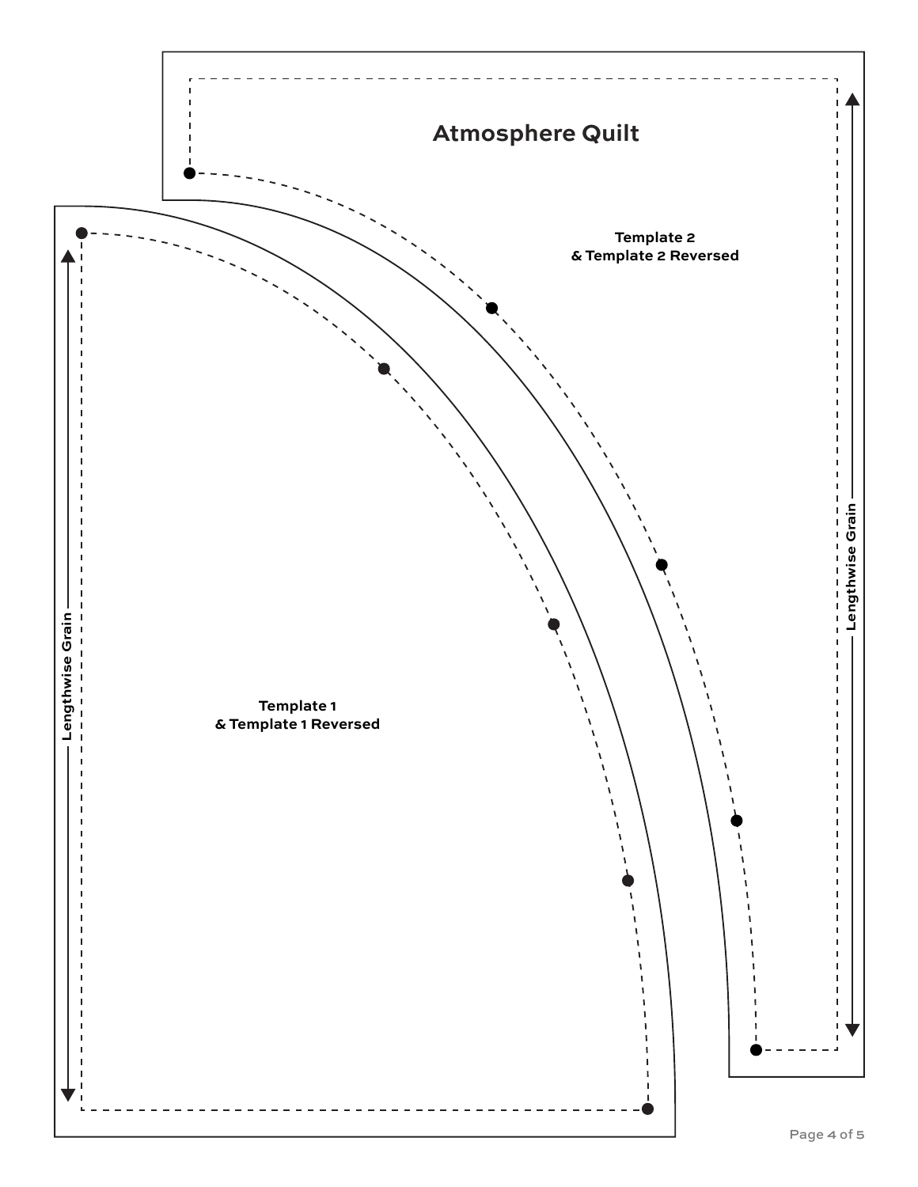# Atmosphere Quilt

Template 2
& Template 2 Reversed

Lengthwise Grain

Template 1
& Template 1 Reversed

Lengthwise Grain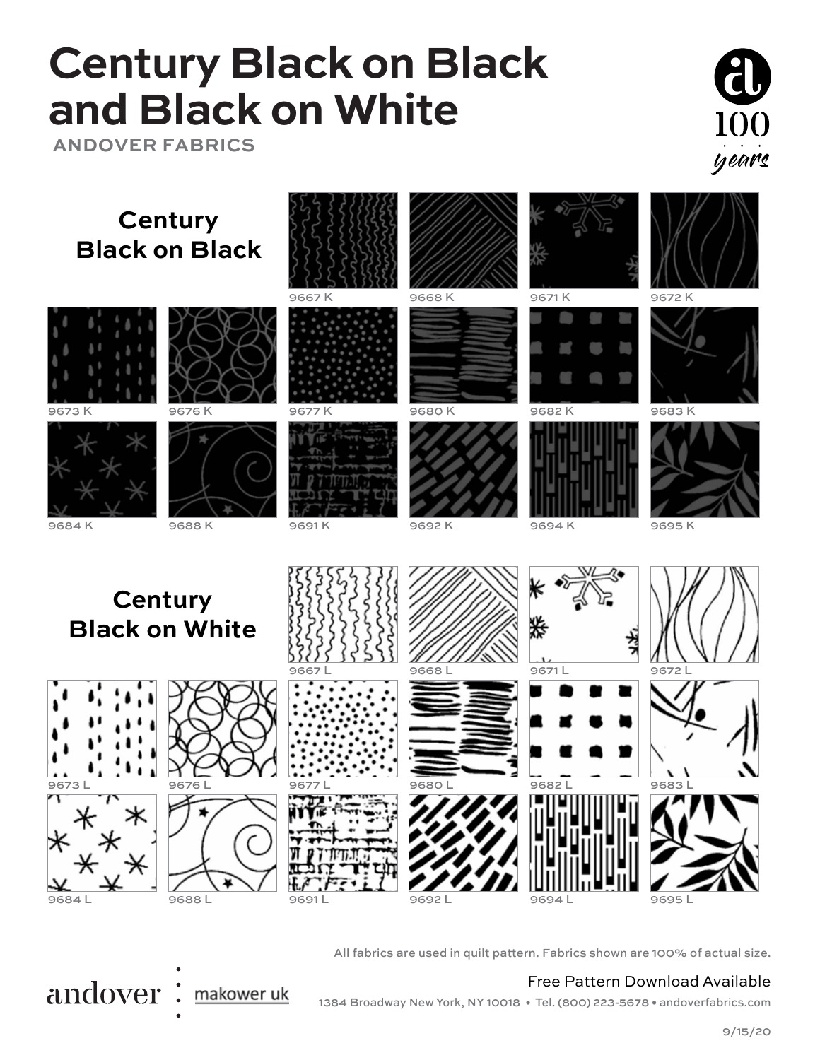# Century Black on Black and Black on White

ANDOVER FABRICS

100 years

## Century Black on Black

9667 K

9668 K

9671 K

9672 K

9673 K

9676 K

9677 K

9680 K

9682 K

9683 K

9684 K

9688 K

9691 K

9692 K

9694 K

9695 K

## Century Black on White

9667 L

9668 L

9671 L

9672 L

9673 L

9676 L

9677 L

9680 L

9682 L

9683 L

9684 L

9688 L

9691 L

9692 L

9694 L

9695 L

All fabrics are used in quilt pattern. Fabrics shown are 100% of actual size.

andover : makower uk

Free Pattern Download Available

1384 Broadway New York, NY 10018 • Tel. (800) 223-5678 • andoverfabrics.com

9/15/20